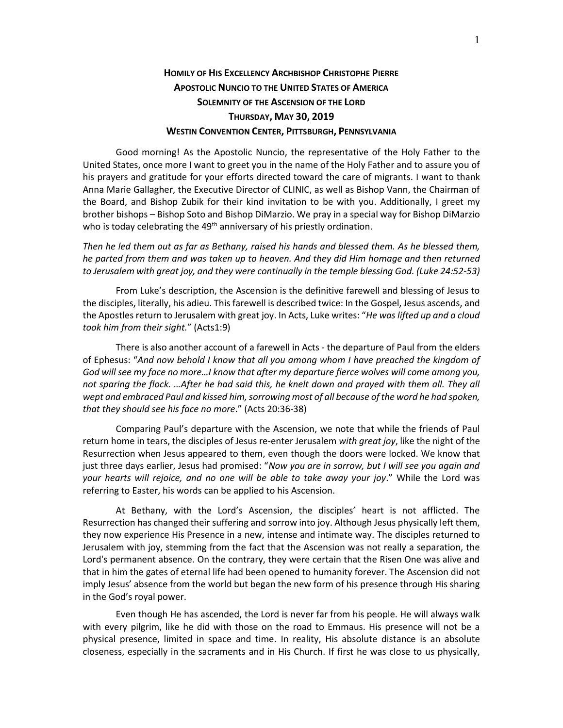**HOMILY OF HIS EXCELLENCY ARCHBISHOP CHRISTOPHE PIERRE**
**APOSTOLIC NUNCIO TO THE UNITED STATES OF AMERICA**
**SOLEMNITY OF THE ASCENSION OF THE LORD**
**THURSDAY, MAY 30, 2019**
**WESTIN CONVENTION CENTER, PITTSBURGH, PENNSYLVANIA**

Good morning! As the Apostolic Nuncio, the representative of the Holy Father to the United States, once more I want to greet you in the name of the Holy Father and to assure you of his prayers and gratitude for your efforts directed toward the care of migrants. I want to thank Anna Marie Gallagher, the Executive Director of CLINIC, as well as Bishop Vann, the Chairman of the Board, and Bishop Zubik for their kind invitation to be with you. Additionally, I greet my brother bishops – Bishop Soto and Bishop DiMarzio. We pray in a special way for Bishop DiMarzio who is today celebrating the 49th anniversary of his priestly ordination.

*Then he led them out as far as Bethany, raised his hands and blessed them. As he blessed them, he parted from them and was taken up to heaven. And they did Him homage and then returned to Jerusalem with great joy, and they were continually in the temple blessing God. (Luke 24:52-53)*

From Luke's description, the Ascension is the definitive farewell and blessing of Jesus to the disciples, literally, his adieu. This farewell is described twice: In the Gospel, Jesus ascends, and the Apostles return to Jerusalem with great joy. In Acts, Luke writes: "*He was lifted up and a cloud took him from their sight.*" (Acts1:9)

There is also another account of a farewell in Acts - the departure of Paul from the elders of Ephesus: "*And now behold I know that all you among whom I have preached the kingdom of God will see my face no more…I know that after my departure fierce wolves will come among you, not sparing the flock. …After he had said this, he knelt down and prayed with them all. They all wept and embraced Paul and kissed him, sorrowing most of all because of the word he had spoken, that they should see his face no more*." (Acts 20:36-38)

Comparing Paul's departure with the Ascension, we note that while the friends of Paul return home in tears, the disciples of Jesus re-enter Jerusalem *with great joy*, like the night of the Resurrection when Jesus appeared to them, even though the doors were locked. We know that just three days earlier, Jesus had promised: "*Now you are in sorrow, but I will see you again and your hearts will rejoice, and no one will be able to take away your joy*." While the Lord was referring to Easter, his words can be applied to his Ascension.

At Bethany, with the Lord's Ascension, the disciples' heart is not afflicted. The Resurrection has changed their suffering and sorrow into joy. Although Jesus physically left them, they now experience His Presence in a new, intense and intimate way. The disciples returned to Jerusalem with joy, stemming from the fact that the Ascension was not really a separation, the Lord's permanent absence. On the contrary, they were certain that the Risen One was alive and that in him the gates of eternal life had been opened to humanity forever. The Ascension did not imply Jesus' absence from the world but began the new form of his presence through His sharing in the God's royal power.

Even though He has ascended, the Lord is never far from his people. He will always walk with every pilgrim, like he did with those on the road to Emmaus. His presence will not be a physical presence, limited in space and time. In reality, His absolute distance is an absolute closeness, especially in the sacraments and in His Church. If first he was close to us physically,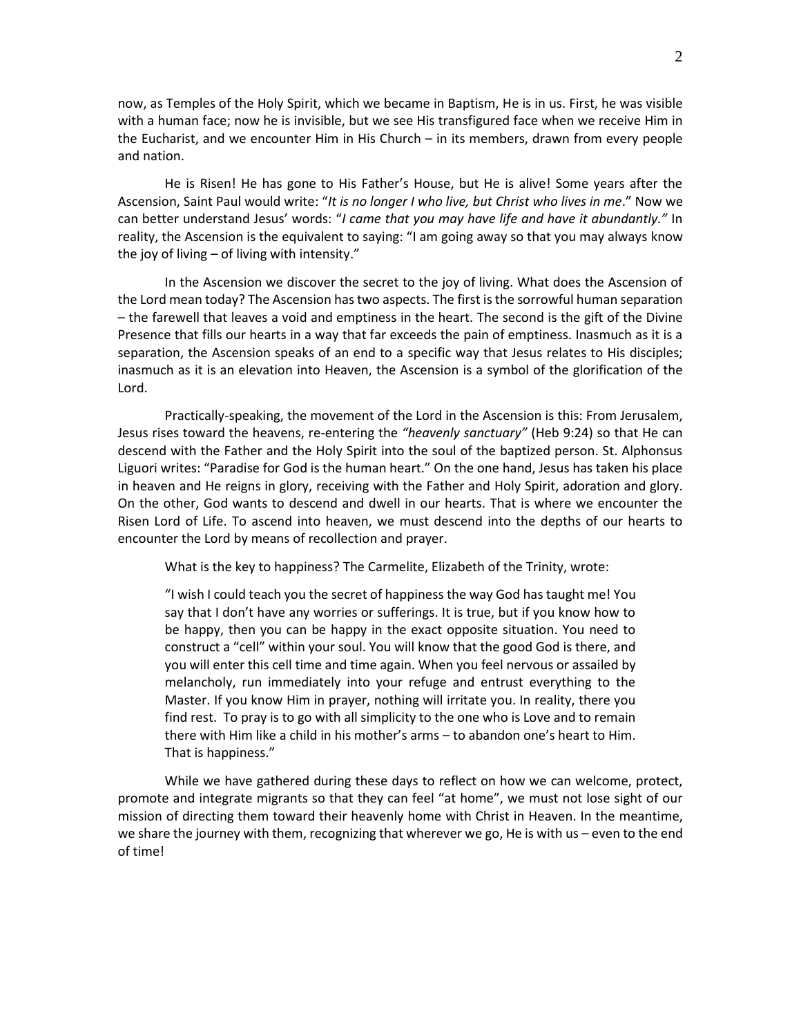now, as Temples of the Holy Spirit, which we became in Baptism, He is in us. First, he was visible with a human face; now he is invisible, but we see His transfigured face when we receive Him in the Eucharist, and we encounter Him in His Church – in its members, drawn from every people and nation.

He is Risen! He has gone to His Father's House, but He is alive! Some years after the Ascension, Saint Paul would write: "*It is no longer I who live, but Christ who lives in me*." Now we can better understand Jesus' words: "*I came that you may have life and have it abundantly."* In reality, the Ascension is the equivalent to saying: "I am going away so that you may always know the joy of living – of living with intensity."

In the Ascension we discover the secret to the joy of living. What does the Ascension of the Lord mean today? The Ascension has two aspects. The first is the sorrowful human separation – the farewell that leaves a void and emptiness in the heart. The second is the gift of the Divine Presence that fills our hearts in a way that far exceeds the pain of emptiness. Inasmuch as it is a separation, the Ascension speaks of an end to a specific way that Jesus relates to His disciples; inasmuch as it is an elevation into Heaven, the Ascension is a symbol of the glorification of the Lord.

Practically-speaking, the movement of the Lord in the Ascension is this: From Jerusalem, Jesus rises toward the heavens, re-entering the *"heavenly sanctuary"* (Heb 9:24) so that He can descend with the Father and the Holy Spirit into the soul of the baptized person. St. Alphonsus Liguori writes: "Paradise for God is the human heart." On the one hand, Jesus has taken his place in heaven and He reigns in glory, receiving with the Father and Holy Spirit, adoration and glory. On the other, God wants to descend and dwell in our hearts. That is where we encounter the Risen Lord of Life. To ascend into heaven, we must descend into the depths of our hearts to encounter the Lord by means of recollection and prayer.

What is the key to happiness? The Carmelite, Elizabeth of the Trinity, wrote:

> "I wish I could teach you the secret of happiness the way God has taught me! You say that I don't have any worries or sufferings. It is true, but if you know how to be happy, then you can be happy in the exact opposite situation. You need to construct a "cell" within your soul. You will know that the good God is there, and you will enter this cell time and time again. When you feel nervous or assailed by melancholy, run immediately into your refuge and entrust everything to the Master. If you know Him in prayer, nothing will irritate you. In reality, there you find rest. To pray is to go with all simplicity to the one who is Love and to remain there with Him like a child in his mother's arms – to abandon one's heart to Him. That is happiness."

While we have gathered during these days to reflect on how we can welcome, protect, promote and integrate migrants so that they can feel "at home", we must not lose sight of our mission of directing them toward their heavenly home with Christ in Heaven. In the meantime, we share the journey with them, recognizing that wherever we go, He is with us – even to the end of time!